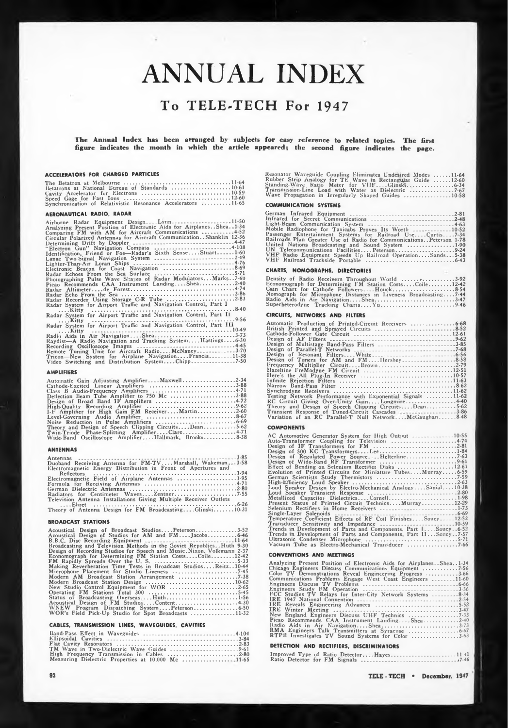# ANNUAL INDEX

## To TELE-TECH For 1947

**The Annual Index has been arranged by subjects for easy reference to related topics. The first figure indicates the month in which the article appeared; the second figure indicates the page.**

### ACCELERATORS FOR CHARGED PARTICLES

The Betatron at Melbourne ....11-64
Betatrons at National Bureau of Standards ....10-61
Cavity Accelerator for Electrons ....10-59
Speed Gage for Fast Ions ....12-60
Synchronization of Relativistic Resonance Accelerators ....11-65

### AERONAUTICAL RADIO, RADAR

Airborne Radar Equipment Design....Lynn....11-50
Analyzing Present Position of Electronic Aids for Airplanes..Shea..1-34
Comparing FM with AM for Aircraft Communications ....4-52
Circular Polarized Antennas for Aircraft Communication..Shanklin 12-36
Determining Drift by Doppler ....4-47
"Electron Gun" Navigation Compass ....4-108
Identification, Friend or Foe—Radar's Sixth Sense....Stuart....1-60
Lanac Two-Signal Navigation System ....2-49
Lighter-Than-Air Loran Ships ....4-76
Electronic Beacon for Coast Navigation ....8-69
Radar Echoes From the Sea Surface ....5-71
Photographing Pulse Wave Shapes of Radar Modulators...Marks..7-60
Picao Recommends CAA Instrument Landing....Shea....2-40
Radar Altimeter....de Forest....4-74
Radar Echo From the Sea ....3-86
Radar Recorder Using Storage C-R Tube ....2-83
Radar System for Airport Traffic and Navigation Control, Part I ....Kitty ....8-40
Radar System for Airport Traffic and Navigation Control, Part II ....Kitty ....9-56
Radar System for Airport Traffic and Navigation Control, Part III ....Kitty ....10-49
Radio Aids in Air Navigation....Shea....3-73
Raydist—A Radio Navigation and Tracking System....Hastings....6-39
Recording Oscilloscope Images ....4-45
Remote Tuning Unit for Aircraft Radio....McNaney....3-70
Tricon—New System for Airplane Navigation....Francis....11-38
Video Switching and Distribution System....Chipp....7-50

### AMPLIFIERS

Automatic Gain Adjusting Amplifier....Maxwell....2-34
Cathode-Excited Linear Amplifiers ....3-88
Class B Audio-Frequency Amplifiers ....4-71
Deflection Beam Tube Amplifier to 750 Mc ....3-88
Design of Broad Band IF Amplifiers ....4-72
High-Quality Recording Amplifier ....9-62
I-F Amplifier for High Gain FM Receiver....Martin....2-60
Level-Governing Audio Amplifier ....8-67
Noise Reduction in Pulse Amplifiers ....6-69
Theory and Design of Speech Clipping Circuits....Dean....5-62
Twin-Triode Phase-Splitting Amplifier....Clare....4-71
Wide-Band Oscilloscope Amplifier....Hallmark, Brooks....8-38

### ANTENNAS

Antennas ....3-85
Duoband Receiving Antenna for FM-TV....Marshall, Wakeman....3-58
Electromagnetic Energy Distribution in Front of Apertures and Reflectors ....1-94
Electromagnetic Field of Airplane Antennas ....1-95
Formula for Receiving Antennas ....4-71
German Dielectric Antennas ....2-80
Radiators for Centimeter Waves....Zentner....7-55
Television Antenna Installations Giving Multiple Receiver Outlets ....Ehret ....6-26
Theory of Antenna Design for FM Broadcasting....Glinski....10-31

### BROADCAST STATIONS

Acoustical Design of Broadcast Studios....Peterson....3-52
Acoustical Design of Studios for AM and FM....Jacobs....6-46
B.B.C. Disc Recording Equipment ....11-64
Broadcasting and Television Methods in the Soviet Republics..Huth 9-30
Design of Recording Studios for Speech and Music..Nixon, Volkmann 2-37
Economograph for Determining FM Station Costs....Coile....12-42
FM Rapidly Spreads Over the U. S. ....5-33
Making Reverberation Time Tests in Broadcast Studios....Reitz..10-44
Microphone Placement for Studio Liveness ....7-45
Modern AM Broadcast Station Arrangement ....7-38
Modern Broadcast Station Design ....10-62
New Studio Control Equipment for WOR ....2-65
Operating FM Stations Total 300 ....5-45
Status of Broadcasting Overseas....Huth....1-56
Acoustical Design of FM Studios....Content....4-30
WNEW Program Dispatching System....Peterson....6-50
WOR's Field Pick-Up Studio for Spot Broadcasts ....11-32

### CABLES, TRANSMISSION LINES, WAVEGUIDES, CAVITIES

Band-Pass Effect in Waveguides ....4-104
Ellipsoidal Cavities ....3-84
Flat Cavity Resonators ....2-83
TM Wave in Two-Dielectric Wave Guides ....9-61
High Frequency Transmission in Cables ....2-80
Measuring Dielectric Properties at 10,000 Mc ....11-65
Resonator Waveguide Coupling Eliminates Undesired Modes ....11-64
Rubber Strip Analogy for TE Wave in Rectangular Guide ....12-60
Standing-Wave Ratio Meter for VHF....Glinski....6-34
Transmission-Line Load with Water as Dielectric ....7-67
Wave Propagation in Irregularly Shaped Guides ....10-58

### COMMUNICATION SYSTEMS

German Infrared Equipment ....2-81
Infrared for Secret Communications ....2-48
Light-Beam Communication System ....4-63
Mobile Radiophone for Taxicabs Proves Its Worth ....10-52
Passenger Entertainment Systems for Railroad Use....Curtis....7-34
Railroads Plan Greater Use of Radio for Communications..Peterson 1-78
United Nations Broadcasting and Sound System ....1-90
UN Telecommunications Facilities....Peterson....9-24
VHF Radio Equipment Speeds Up Railroad Operation....Sands....5-38
VHF Railroad Trackside Portable ....6-43

### CHARTS, NOMOGRAPHS, DIRECTORIES

Density of Radio Receivers Throughout World ....3-92
Economograph for Determining FM Station Costs....Coile....12-42
Gain Chart for Cathode Followers....Houck....8-54
Nomograph for Microphone Distances in Liveness Broadcasting....7-44
Radio Aids in Air Navigation....Shea....3-47
Superheterodyne Tracking Charts....Yu....9-46

### CIRCUITS, NETWORKS AND FILTERS

Automatic Production of Printed-Circuit Receivers ....6-68
British Printed and Sprayed Circuits ....8-52
Cathode-Follower Gate Circuit ....12-61
Design of AF Filters ....9-62
Design of Multistage Band-Pass Filters ....3-85
Design of Parallel-T Networks ....7-68
Design of Resonant Filters....White....6-56
Design of Tuners for AM and FM....Hershey....8-58
Frequency Multiplier Circuit....Brown....2-79
Hazeltine FreModyne FM Circuit ....12-51
Here's the All Plug-In Receiver ....10-57
Infinite Rejection Filters ....11-63
Narrow Band-Pass Filter ....8-62
Synchrodyne Receivers ....11-62
Testing Network Performance with Exponential Signals ....11-62
RC Circuit Giving Over-Unity Gain....Longmire....4-40
Theory and Design of Speech Clipping Circuits....Dean....5-62
Transient Response of Tuned-Circuit Cascades ....3-86
Variation of an RC Parallel-T Null Network....McGaughan....8-48

### COMPONENTS

AC Automotive Generator System for High Output ....10-55
Auto-Transformer Coupling for Television ....4-74
Design of IF Transformers for FM ....2-81
Design of 500 KC Transformers....Lee....1-84
Design of Regulated Power Source....Helterline....7-63
Design of Wide-Band RF Transformer ....9-61
Effect of Bending on Selenium Rectifier Disks ....12-61
Evolution of Printed Circuits for Miniature Tubes....Murray....6-59
German Scientists Study Thermistors ....7-59
High-Efficiency Loud Speaker ....2-63
Loud Speaker Design by Electro-Mechanical Analogy....Sanial....10-38
Loud Speaker Transient Response ....2-80
Metallized Capacitor Dielectrics....Cornell....1-98
Present Status of Printed Circuit Technics....Murray....12-29
Selenium Rectifiers in Home Receivers ....1-73
Single-Layer Solenoids ....6-69
Temperature Coefficient Effects of RF Coil Finishes....Soucy....12-52
Transducer Sensitivity and Impedance ....10-59
Trends in Development of Parts and Components, Part I....Soucy..6-52
Trends in Development of Parts and Components, Part II...Soucy..7-57
Ultrasonic Condenser Microphone ....5-71
Vacuum Tube as Electro-Mechanical Transducer ....7-66

### CONVENTIONS AND MEETINGS

Analyzing Present Position of Electronic Aids for Airplanes..Shea..1-34
Chicago Engineers Discuss Communications Equipment ....7-56
Color TV Demonstrations Reveal Engineering Progress ....3-66
Communications Problems Engage West Coast Engineers ....11-60
Engineers Discuss TV Problems ....6-66
Engineers Study FM Operation ....3-56
FCC Studies TV Relays for Inter-City Network Systems ....8-34
IRE 1947 National Convention ....2-54
IRE Reveals Engineering Advances ....5-52
IRE Winter Meeting ....3-47
New England Engineers Discuss UHF Technics ....7-33
Picao Recommends CAA Instrument Landing....Shea....2-40
Radio Aids in Air Navigation....Shea....3-73
RMA Engineers Talk Transmitters at Syracuse ....6-67
RTPB Investigates TV Sound Systems for Color ....3-63

### DETECTION AND RECTIFIERS, DISCRIMINATORS

Improved Type of Ratio Detector....Hayes....11-41
Ratio Detector for FM Signals ....7-46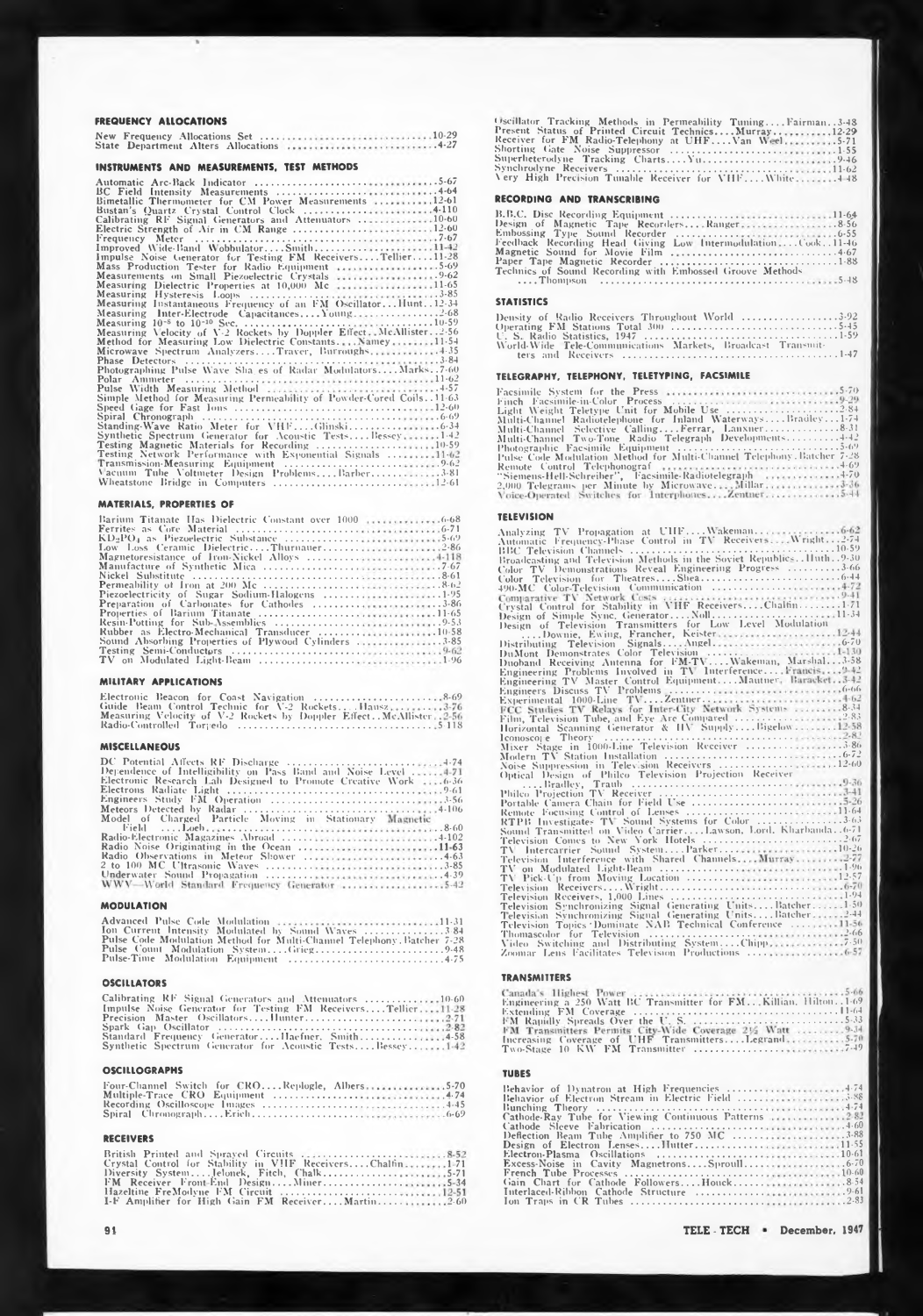### FREQUENCY ALLOCATIONS

New Frequency Allocations Set ....10-29
State Department Alters Allocations ....4-27

### INSTRUMENTS AND MEASUREMENTS, TEST METHODS

Automatic Arc-Back Indicator ....5-67
BC Field Intensity Measurements ....4-64
Bimetallic Thermometer for CM Power Measurements ....12-61
Bustan's Quartz Crystal Control Clock ....4-110
Calibrating RF Signal Generators and Attenuators ....10-60
Electric Strength of Air in CM Range ....12-60
Frequency Meter ....7-67
Improved Wide-Band Wobbulator....Smith....11-42
Impulse Noise Generator for Testing FM Receivers....Tellier....11-28
Mass Production Tester for Radio Equipment ....5-69
Measurements on Small Piezoelectric Crystals ....9-62
Measuring Dielectric Properties at 10,000 Mc ....11-65
Measuring Hysteresis Loops ....3-85
Measuring Instantaneous Frequency of an FM Oscillator....Hunt..12-34
Measuring Inter-Electrode Capacitances....Young....2-68
Measuring $10^{-8}$ to $10^{-10}$ Sec. ....10-59
Measuring Velocity of V-2 Rockets by Doppler Effect..McAllister..2-56
Method for Measuring Low Dielectric Constants....Namey....11-54
Microwave Spectrum Analyzers....Traver, Burroughs....4-35
Phase Detectors ....3-84
Photographing Pulse Wave Shapes of Radar Modulators....Marks..7-60
Polar Ammeter ....11-62
Pulse Width Measuring Method ....4-57
Simple Method for Measuring Permeability of Powder-Cored Coils..11-63
Speed Gage for Fast Ions ....12-60
Spiral Chronograph ....6-69
Standing-Wave Ratio Meter for VHF....Glinski....6-34
Synthetic Spectrum Generator for Acoustic Tests....Bessey....1-42
Testing Magnetic Materials for Recording ....10-59
Testing Network Performance with Exponential Signals ....11-62
Transmission-Measuring Equipment ....9-62
Vacuum Tube Voltmeter Design Problems....Barber....3-81
Wheatstone Bridge in Computers ....12-61

### MATERIALS, PROPERTIES OF

Barium Titanate Has Dielectric Constant over 1000 ....6-68
Ferrites as Core Material ....6-71
$KD_2PO_4$ as Piezoelectric Substance ....5-69
Low Loss Ceramic Dielectric....Thurnauer....2-86
Magnetoresistance of Iron-Nickel Alloys ....4-118
Manufacture of Synthetic Mica ....7-67
Nickel Substitute ....8-61
Permeability of Iron at 200 Mc ....8-62
Piezoelectricity of Sugar Sodium-Halogens ....1-95
Preparation of Carbonates for Cathodes ....3-86
Properties of Barium Titanate ....11-65
Resin-Potting for Sub-Assemblies ....9-53
Rubber as Electro-Mechanical Transducer ....10-58
Sound Absorbing Properties of Plywood Cylinders ....3-85
Testing Semi-Conductors ....9-62
TV on Modulated Light-Beam ....1-96

### MILITARY APPLICATIONS

Electronic Beacon for Coast Navigation ....8-69
Guide Beam Control Technic for V-2 Rockets....Hausz....3-76
Measuring Velocity of V-2 Rockets by Doppler Effect..McAllister..2-56
Radio-Controlled Torpedo ....5-118

### MISCELLANEOUS

DC Potential Affects RF Discharge ....4-74
Dependence of Intelligibility on Pass Band and Noise Level ....4-71
Electronic Research Lab Designed to Promote Creative Work ....6-36
Electrons Radiate Light ....9-61
Engineers Study FM Operation ....3-56
Meteors Detected by Radar ....4-106
Model of Charged Particle Moving in Stationary Magnetic Field ....Loeb....8-60
Radio-Electronic Magazines Abroad ....4-102
Radio Noise Originating in the Ocean ....11-63
Radio Observations in Meteor Shower ....4-63
2 to 100 MC Ultrasonic Waves ....3-85
Underwater Sound Propagation ....4-39
WWV—World Standard Frequency Generator ....5-42

### MODULATION

Advanced Pulse Code Modulation ....11-31
Ion Current Intensity Modulated by Sound Waves ....3-84
Pulse Code Modulation Method for Multi-Channel Telephony.Batcher 7-28
Pulse Count Modulation System....Grieg....9-48
Pulse-Time Modulation Equipment ....4-75

### OSCILLATORS

Calibrating RF Signal Generators and Attenuators ....10-60
Impulse Noise Generator for Testing FM Receivers....Tellier....11-28
Precision Master Oscillators....Hunter....2-71
Spark Gap Oscillator ....2-82
Standard Frequency Generator....Haefner, Smith....4-58
Synthetic Spectrum Generator for Acoustic Tests....Bessey....1-42

### OSCILLOGRAPHS

Four-Channel Switch for CRO....Replogle, Albers....5-70
Multiple-Trace CRO Equipment ....4-74
Recording Oscilloscope Images ....4-45
Spiral Chronograph....Erich....6-69

### RECEIVERS

British Printed and Sprayed Circuits ....8-52
Crystal Control for Stability in VHF Receivers....Chaffin....1-71
Diversity System....Jelonek, Fitch, Chalk....5-71
FM Receiver Front-End Design....Miner....5-34
Hazeltine FreModyne FM Circuit ....12-51
I-F Amplifier for High Gain FM Receiver....Martin....2-60
Oscillator Tracking Methods in Permeability Tuning....Fairman..3-48
Present Status of Printed Circuit Technics....Murray....12-29
Receiver for FM Radio-Telephony at UHF....Van Weel....5-71
Shorting Gate Noise Suppressor ....1-55
Superheterodyne Tracking Charts....Yu....9-46
Synchrodyne Receivers ....11-62
Very High Precision Tunable Receiver for VHF....White....4-48

### RECORDING AND TRANSCRIBING

B.B.C. Disc Recording Equipment ....11-64
Design of Magnetic Tape Recorders....Ranger....8-56
Embossing Type Sound Recorder ....6-55
Feedback Recording Head Giving Low Intermodulation....Cook..11-46
Magnetic Sound for Movie Film ....4-67
Paper Tape Magnetic Recorder ....1-88
Technics of Sound Recording with Embossed Groove Methods ....Thompson ....5-48

### STATISTICS

Density of Radio Receivers Throughout World ....3-92
Operating FM Stations Total 300 ....5-45
U. S. Radio Statistics, 1947 ....1-59
World-Wide Tele-Communications Markets, Broadcast Transmitters and Receivers ....1-47

### TELEGRAPHY, TELEPHONY, TELETYPING, FACSIMILE

Facsimile System for the Press ....5-70
Finch Facsimile-in-Color Process ....9-29
Light Weight Teletype Unit for Mobile Use ....2-84
Multi-Channel Radiotelephone for Inland Waterways....Bradley....1-74
Multi-Channel Selective Calling....Ferrar, Lanxner....8-31
Multi-Channel Two-Tone Radio Telegraph Developments....4-42
Photographic Facsimile Equipment ....5-69
Pulse Code Modulation Method for Multi-Channel Telephony.Batcher 7-28
Remote Control Telephonograf ....4-69
"Siemens-Hell-Schreiber", Facsimile-Radiotelegraph ....4-70
2,000 Telegrams per Minute by Microwave....Millar....3-36
Voice-Operated Switches for Interphones....Zentner....5-44

### TELEVISION

Analyzing TV Propagation at UHF....Wakeman....6-62
Automatic Frequency-Phase Control in TV Receivers....Wright..2-74
BBC Television Channels ....10-59
Broadcasting and Television Methods in the Soviet Republics..Huth..9-30
Color TV Demonstrations Reveal Engineering Progress ....3-66
Color Television for Theatres....Shea....6-44
490-MC Color-Television Communication ....4-72
Comparative TV Network Costs ....9-41
Crystal Control for Stability in VHF Receivers....Chaffin....1-71
Design of Simple Sync. Generator....Noll....11-34
Design of Television Transmitters for Low Level Modulation ....Downie, Ewing, Francher, Keister....12-44
Distributing Television Signals....Angel....6-70
DuMont Demonstrates Color Television ....1-130
Duoband Receiving Antenna for FM-TV....Wakeman, Marshal....3-58
Engineering Problems Involved in TV Interference....Francis....9-42
Engineering TV Master Control Equipment....Mautner, Baracket..3-42
Engineers Discuss TV Problems ....6-66
Experimental 1000-Line TV....Zentner....4-62
FCC Studies TV Relays for Inter-City Network Systems ....8-34
Film, Television Tube, and Eye Are Compared ....2-83
Horizontal Scanning Generator & HV Supply....Bigelow....12-58
Iconoscope Theory ....2-82
Mixer Stage in 1000-Line Television Receiver ....1-86
Modern TV Station Installation ....6-72
Noise Suppression in Television Receivers ....12-60
Optical Design of Philco Television Projection Receiver ....Bradley, Traub ....9-36
Philco Projection TV Receiver ....3-41
Portable Camera Chain for Field Use ....5-26
Remote Focusing Control of Lenses ....11-64
RTPB Investigates TV Sound Systems for Color ....3-63
Sound Transmitted on Video Carrier....Lawson, Lord, Kharbanda..6-71
Television Comes to New York Hotels ....2-67
TV Intercarrier Sound System....Parker....10-26
Television Interference with Shared Channels....Murray....2-77
TV on Modulated Light-Beam ....1-96
TV Pick-Up from Moving Location ....12-57
Television Receivers....Wright....6-70
Television Receivers, 1,000 Lines ....1-94
Television Synchronizing Signal Generating Units....Batcher....1-50
Television Synchronizing Signal Generating Units....Batcher....2-44
Television Topics Dominate NAB Technical Conference ....11-56
Thomascolor for Television ....5-66
Video Switching and Distributing System....Chipp....2-50
Zoomar Lens Facilitates Television Productions ....6-57

### TRANSMITTERS

Canada's Highest Power ....5-66
Engineering a 250 Watt BC Transmitter for FM...Killian, Hilton..1-69
Extending FM Coverage ....11-64
FM Rapidly Spreads Over the U. S. ....5-33
FM Transmitters Permits City-Wide Coverage 2½ Watt ....9-34
Increasing Coverage of UHF Transmitters....Legrand....5-70
Two-Stage 10 KW FM Transmitter ....7-49

### TUBES

Behavior of Dynatron at High Frequencies ....4-74
Behavior of Electron Stream in Electric Field ....3-88
Bunching Theory ....4-74
Cathode-Ray Tube for Viewing Continuous Patterns ....2-82
Cathode Sleeve Fabrication ....4-60
Deflection Beam Tube Amplifier to 750 MC ....3-88
Design of Electron Lenses....Hutter....11-55
Electron-Plasma Oscillations ....10-61
Excess-Noise in Cavity Magnetrons....Sproull....6-70
French Tube Processes ....10-60
Gain Chart for Cathode Followers....Houck....8-53
Interlaced-Ribbon Cathode Structure ....9-61
Ion Traps in CR Tubes ....2-83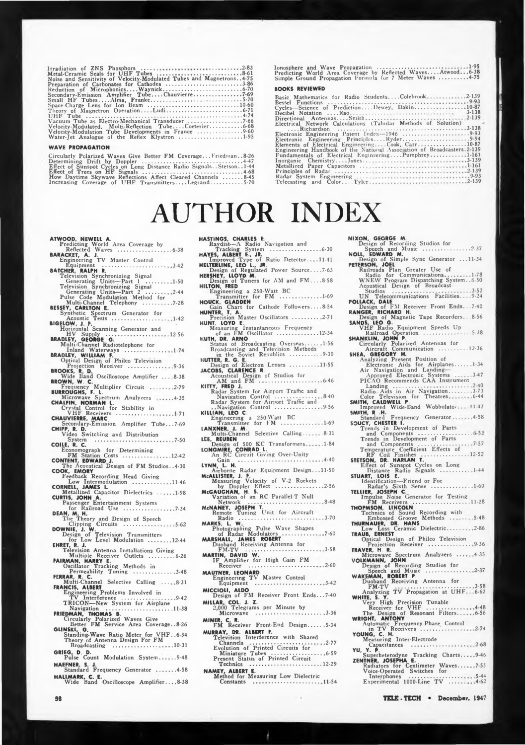Irradiation of ZNS Phosphors .................................2-83
Metal-Ceramic Seals for UHF Tubes .............................8-61
Noise and Sensitivity of Velocity-Modulated Tubes and Magnetrons..4-75
Preparation of Carbonates for Cathodes .........................3-86
Reduction of Microphonics....Waynick............................6-70
Secondary-Emission Amplifier Tube....Chauvierre.................7-69
Small HF Tubes....Alma, Franke..................................5-70
Space-Charge Lens for Ion Beam ................................10-60
Theory of Magnetron Operation....Ludi...........................6-71
UHF Tube ......................................................4-74
Vacuum Tube as Electro-Mechanical Transducer ...................7-66
Velocity-Modulated, Multi-Reflection Tube....Coeterier..........6-68
Velocity-Modulation Tube Developments in France ................9-60
Water-Jet Analogue of the Reflex Klystron ......................1-95

### WAVE PROPAGATION

Circularly Polarized Waves Give Better FM Coverage...Friedman..8-26
Determining Drift by Doppler ...................................4-47
Effect of Sunspot Cycles on Long Distance Radio Signals..Stetson..1-44
Effect of Trees on HF Signals ..................................4-68
How Daytime Skywave Reflections Affect Cleared Channels ........8-45
Increasing Coverage of UHF Transmitters....Legrand..............5-70
Ionosphere and Wave Propagation ................................1-95
Predicting World Area Coverage by Reflected Waves....Atwood...6-38
Simple Ground Propagation Formula for 7 Meter Waves ............4-75

### BOOKS REVIEWED

Basic Mathematics for Radio Students....Colebrook..............2-139
Bessel Functions ...............................................9-93
Cycles—Science of Prediction....Dewey, Dakin...................10-87
Decibel Notation ....Rao........................................3-138
Directional Antennas....Smith...................................2-139
Electrical Network Calculations (Tabular Methods of Solution) ....Richardson ...3-138
Electronic Engineering Patent Index—1946 .......................9-93
Electronic Engineering Principles....Ryder......................9-94
Elements of Electrical Engineering....Cook, Carr...............10-87
Engineering Handbook of the National Association of Broadcasters.2-139
Fundamentals of Electrical Engineering....Pumphrey..............1-161
Inorganic Chemistry....Jones....................................3-139
Metallized Paper Capacitors ....................................1-161
Principles of Radar ............................................2-139
Radar System Engineering .......................................9-93
Telecasting and Color....Tyler..................................2-139

# AUTHOR INDEX

**ATWOOD, NEWELL A.**
Predicting World Area Coverage by Reflected Waves ...6-38

**BARACKET, A. J.**
Engineering TV Master Control Equipment ...3-42

**BATCHER, RALPH R.**
Television Synchronizing Signal Generating Units—Part 1 ...1-50
Television Synchronizing Signal Generating Units—Part 2 ...2-44
Pulse Code Modulation Method for Multi-Channel Telephony ...7-28

**BESSEY, CARLTON E.**
Synthetic Spectrum Generator for Acoustic Tests ...1-42

**BIGELOW, J. F.**
Horizontal Scanning Generator and HV Supply ...12-56

**BRADLEY, GEORGE G.**
Multi-Channel Radiotelephone for Inland Waterways ...1-74

**BRADLEY, WILLIAM F.**
Optical Design of Philco Television Projection Receiver ...9-36

**BROOKS, R. D.**
Wide Band Oscilloscope Amplifier ...8-38

**BROWN, W. C.**
Frequency Multiplier Circuit ...2-79

**BURROUGHS, F. L.**
Microwave Spectrum Analyzers ...4-35

**CHALFIN, NORMAN L.**
Crystal Control for Stability in VHF Receivers ...1-71

**CHAUVIERRE, MARC**
Secondary-Emission Amplifier Tube...7-69

**CHIPP, R. D.**
Video Switching and Distribution System ...7-50

**COILE, R. C.**
Economograph for Determining FM Station Costs ...12-42

**CONTENT, EDWARD J.**
The Acoustical Design of FM Studios..4-30

**COOK, EMORY**
Feedback Recording Head Giving Low Intermodulation ...11-46

**CORNELL, JAMES L.**
Metallized Capacitor Dielectrics ...1-98

**CURTIS, JOHN A.**
Passenger Entertainment Systems for Railroad Use ...7-34

**DEAN, M. H.**
The Theory and Design of Speech Clipping Circuits ...5-62

**DOWNIE, J. W.**
Design of Television Transmitters for Low Level Modulation ...12-44

**EHRET, R. J.**
Television Antenna Installations Giving Multiple Receiver Outlets ...6-26

**FAIRMAN, HARRY E.**
Oscillator Tracking Methods in Permeability Tuning ...3-48

**FERRAR, R. C.**
Multi-Channel Selective Calling ...8-31

**FRANCIS, ALBERT**
Engineering Problems Involved in TV Interference ...9-42
TRICON—New System for Airplane Navigation ...11-38

**FRIEDMAN, THOMAS B.**
Circularly Polarized Waves Give Better FM Service Area Coverage..8-26

**GLINSKI, G.**
Standing-Wave Ratio Meter for VHF..6-34
Theory of Antenna Design For FM Broadcasting ...10-31

**GRIEG, D. D.**
Pulse Count Modulation System...9-48

**HAEFNER, S. J.**
Standard Frequency Generator ...4-58

**HALLMARK, C. E.**
Wide Band Oscilloscope Amplifier...8-38

**HASTINGS, CHARLES E.**
Raydist—A Radio Navigation and Tracking System ...6-30

**HAYES, ALBERT E., JR.**
Improved Type of Ratio Detector...11-41

**HELTERLINE, LEO L., JR.**
Design of Regulated Power Source...7-63

**HERSHEY, LLOYD M.**
Design of Tuners for AM and FM...8-58

**HILTON, FRED**
Engineering a 250-Watt BC Transmitter for FM ...1-69

**HOUCK, GLADDEN**
Gain Chart for Cathode Followers...8-54

**HUNTER, T. A.**
Precision Master Oscillators ...2-71

**HUNT, LOYD E.**
Measuring Instantaneous Frequency of an FM Oscillator ...12-34

**HUTH, DR. ARNO**
Status of Broadcasting Overseas...1-56
Broadcasting and Television Methods in the Soviet Republics ...9-30

**HUTTER, R. G. E.**
Design of Electron Lenses ...11-55

**JACOBS, CLARENCE R.**
Acoustical Design of Studios for AM and FM ...6-46

**KITTY, FRED J.**
Radar System for Airport Traffic and Navigation Control ...8-40
Radar System for Airport Traffic and ..Navigation Control ...9-56

**KILLIAN, LEO C.**
Engineering a 250-Watt BC Transmitter for FM ...1-69

**LANXNER, J. M.**
Multi-Channel Selective Calling...8-31

**LEE, REUBEN**
Design of 500 KC Transformers...1-84

**LONGMIRE, CONRAD L.**
An RC Circuit Giving Over-Unity Gain ...4-40

**LYNN, L. H.**
Airborne Radar Equipment Design...11-50

**McALLISTER, J. F.**
Measuring Velocity of V-2 Rockets by Doppler Effect ...2-56

**McGAUGHAN, H. S.**
Variation of an RC Parallel-T Null Network ...8-48

**McNANEY, JOSEPH T.**
Remote Tuning Unit for Aircraft Radio ...3-70

**MARKS, L. W.**
Photographing Pulse Wave Shapes of Radar Modulators ...7-60

**MARSHALL, JAMES ROBERT**
Duoband Receiving Antenna for FM-TV ...3-58

**MARTIN, DAVID W.**
IF Amplifier for High Gain FM Receiver ...2-60

**MAUTNER, LEONARD**
Engineering TV Master Control Equipment ...3-42

**MICCIOLI, ALDO**
Design of FM Receiver Front Ends...7-40

**MILLAR, COL. J. Z.**
2,000 Telegrams per Minute by Wire ...3-36

**MINER, C. R.**
FM Receiver Front-End Design...5-34

**MURRAY, DR. ALBERT F.**
Television Interference with Shared Channels ...2-77
Evolution of Printed Circuits for Miniature Tubes ...6-59
Present Status of Printed Circuit Technics ...12-29

**NAMEY, ALBERT E.**
Method for Measuring Low Dielectric Constants ...11-54

**NIXON, GEORGE M.**
Design of Recording Studios for Speech and Music ...2-37

**NOLL, EDWARD M.**
Design of Simple Sync Generator ...11-34

**PETERSON, JOEL**
Railroads Plan Greater Use of Radio for Communications...1-78
WNEW Program Dispatching System..6-50
Acoustical Design of Broadcast Studios ...3-52
UN Telecommunications Facilities...9-24

**POLLACK, DALE**
Design of FM Receiver Front Ends...7-40

**RANGER, RICHARD H.**
Design of Magnetic Tape Recorders...8-56

**SANDS, LEO G.**
VHF Radio Equipment Speeds Up Railroad Operation ...5-38

**SHANKLIN, JOHN P.**
Circularly Polarized Antennas for Aircraft Communication ...12-36

**SHEA, GREGORY H.**
Analyzing Present Position of Electronic Aids for Airplanes...1-34
Air Navigation and Landing—Approved Electronic Systems ...3-47
PICAO Recommends CAA Instrument Landing ...2-40
Radio Aids in Air Navigation...3-73
Color Television for Theatres...6-44

**SMITH, CALDWELL P.**
Improved Wide-Band Wobbulator...11-42

**SMITH, R. H.**
Standard Frequency Generator...4-58

**SOUCY, CHESTER I.**
Trends in Development of Parts and Components ...6-52
Trends in Development of Parts and Components ...7-57
Temperature Coefficient Effects of RF Coil Finishes ...12-52

**STETSON, DR. HARLAN T.**
Effect of Sunspot Cycles on Long Distance Radio Signals ...1-44

**STUART, LOIS E.**
Identification—Friend or Foe—Radar's Sixth Sense ...1-60

**TELLIER, JOSEPH C.**
Impulse Noise Generator for Testing FM Receivers ...11-28

**THOMPSON, LINCOLN**
Technics of Sound Recording with Embossed Groove Methods ...5-48

**THURNAUER, DR. HANS**
Low Loss Ceramic Dielectric...2-86

**TRAUB, ERNEST**
Optical Design of Philco Television Projection Receiver ...9-36

**TRAVER, H. R.**
Microwave Spectrum Analyzers ...4-35

**VOLKMANN, JOHN**
Design of Recording Studios for Speech and Music ...2-37

**WAKEMAN, ROBERT P.**
Duoband Receiving Antenna for FM-TV ...3-58
Analyzing TV Propagation at UHF...6-62

**WHITE, S. Y.**
Very High Precision Tunable Receiver for VHF ...4-48
The Design of Resonant Filters...6-56

**WRIGHT, ANTONY**
Automatic Frequency-Phase Control in TV Receivers ...2-74

**YOUNG, C. H.**
Measuring Inter-Electrode Capacitances ...2-68

**YU, Y. P.**
Superheterodyne Tracking Charts...9-46

**ZENTNER, JOSEPHA E.**
Radiators for Centimeter Waves...7-55
Voice-Operated Switches for Interphones ...5-44
Experimental 1000-Line TV ...4-62